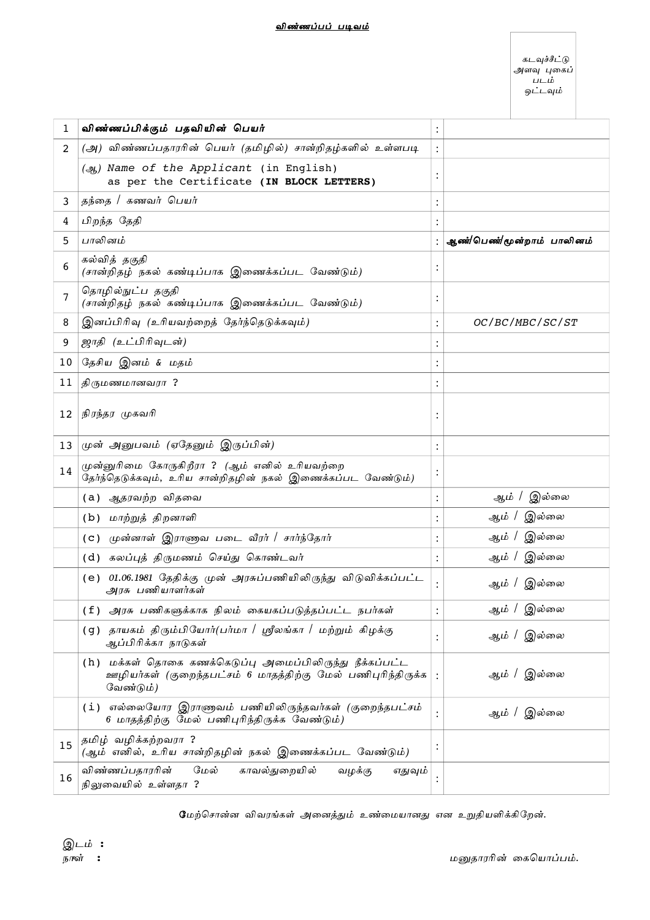**விண்ணப்பப் படிவம்**

கடவுச்சீட்டு அளவு புகைப் படம் ஒட்டவும்

| | | | |
|---|---|---|---|
| 1 | **விண்ணப்பிக்கும் பதவியின் பெயர்** | : | |
| 2 | *(அ) விண்ணப்பதாரரின் பெயர் (தமிழில்) சான்றிதழ்களில் உள்ளபடி* | : | |
| | *(ஆ) Name of the Applicant* (in English) as per the Certificate **(IN BLOCK LETTERS)** | : | |
| 3 | தந்தை / கணவர் பெயர் | : | |
| 4 | பிறந்த தேதி | : | |
| 5 | பாலினம் | : | **ஆண்/பெண்/மூன்றாம் பாலினம்** |
| 6 | கல்வித் தகுதி *(சான்றிதழ் நகல் கண்டிப்பாக இணைக்கப்பட வேண்டும்)* | : | |
| 7 | தொழில்நுட்ப தகுதி *(சான்றிதழ் நகல் கண்டிப்பாக இணைக்கப்பட வேண்டும்)* | : | |
| 8 | இனப்பிரிவு (உரியவற்றைத் தேர்ந்தெடுக்கவும்) | : | *OC/BC/MBC/SC/ST* |
| 9 | ஜாதி *(உட்பிரிவுடன்)* | : | |
| 10 | தேசிய இனம் & மதம் | : | |
| 11 | திருமணமானவரா ? | : | |
| 12 | நிரந்தர முகவரி | : | |
| 13 | முன் அனுபவம் *(ஏதேனும் இருப்பின்)* | : | |
| 14 | முன்னுரிமை கோருகிறீரா ? *(ஆம் எனில் உரியவற்றை தேர்ந்தெடுக்கவும், உரிய சான்றிதழின் நகல் இணைக்கப்பட வேண்டும்)* | : | |
| | (a) ஆதரவற்ற விதவை | : | ஆம் / இல்லை |
| | (b) மாற்றுத் திறனாளி | : | ஆம் / இல்லை |
| | (c) முன்னாள் இராணுவ படை வீரர் / சார்ந்தோர் | : | ஆம் / இல்லை |
| | (d) கலப்புத் திருமணம் செய்து கொண்டவர் | : | ஆம் / இல்லை |
| | (e) *01.06.1981 தேதிக்கு முன் அரசுப்பணியிலிருந்து விடுவிக்கப்பட்ட அரசு பணியாளர்கள்* | : | ஆம் / இல்லை |
| | (f) *அரசு பணிகளுக்காக நிலம் கையகப்படுத்தப்பட்ட நபர்கள்* | : | ஆம் / இல்லை |
| | (g) தாயகம் திரும்பியோர்(பர்மா / ஸ்ரீலங்கா / மற்றும் கிழக்கு ஆப்பிரிக்கா நாடுகள் | : | ஆம் / இல்லை |
| | (h) மக்கள் தொகை கணக்கெடுப்பு அமைப்பிலிருந்து நீக்கப்பட்ட ஊழியர்கள் *(குறைந்தபட்சம் 6 மாதத்திற்கு மேல் பணிபுரிந்திருக்க வேண்டும்)* | : | ஆம் / இல்லை |
| | (i) எல்லையோர இராணுவம் பணியிலிருந்தவர்கள் *(குறைந்தபட்சம் 6 மாதத்திற்கு மேல் பணிபுரிந்திருக்க வேண்டும்)* | : | ஆம் / இல்லை |
| 15 | தமிழ் வழிக்கற்றவரா ? *(ஆம் எனில், உரிய சான்றிதழின் நகல் இணைக்கப்பட வேண்டும்)* | : | |
| 16 | விண்ணப்பதாரரின் மேல் காவல்துறையில் வழக்கு எதுவும் நிலுவையில் உள்ளதா ? | : | |

*மேற்சொன்ன விவரங்கள் அனைத்தும் உண்மையானது என உறுதியளிக்கிறேன்.*

இடம் :

நாள் :

மனுதாரரின் கையொப்பம்.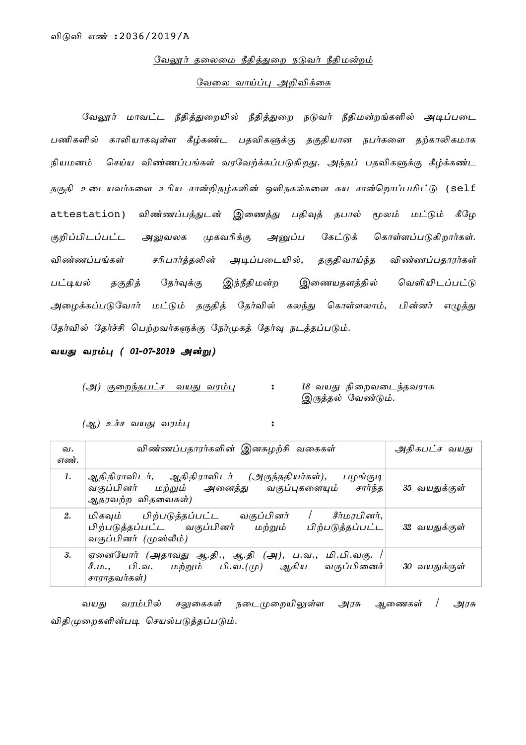விடுவி எண் :2036/2019/A

## வேலூர் தலைமை நீதித்துறை நடுவர் நீதிமன்றம்

## வேலை வாய்ப்பு அறிவிக்கை

வேலூர் மாவட்ட நீதித்துறையில் நீதித்துறை நடுவர் நீதிமன்றங்களில் அடிப்படை பணிகளில் காலியாகவுள்ள கீழ்கண்ட பதவிகளுக்கு தகுதியான நபர்களை தற்காலிகமாக நியமனம் செய்ய விண்ணப்பங்கள் வரவேற்க்கப்படுகிறது. அந்தப் பதவிகளுக்கு கீழ்க்கண்ட தகுதி உடையவர்களை உரிய சான்றிதழ்களின் ஒளிநகல்களை சுய சான்றொப்பமிட்டு (self attestation) விண்ணப்பத்துடன் இணைத்து பதிவுத் தபால் மூலம் மட்டும் கீழே குறிப்பிடப்பட்ட அலுவலக முகவரிக்கு அனுப்ப கேட்டுக் கொள்ளப்படுகிறார்கள். விண்ணப்பங்கள் சரிபார்த்தலின் அடிப்படையில், தகுதிவாய்ந்த விண்ணப்பதாரர்கள் பட்டியல் தகுதித் தேர்வுக்கு இந்நீதிமன்ற இணையதளத்தில் வெளியிடப்பட்டு அழைக்கப்படுவோர் மட்டும் தகுதித் தேர்வில் கலந்து கொள்ளலாம், பின்னர் எழுத்து தேர்வில் தேர்ச்சி பெற்றவர்களுக்கு நேர்முகத் தேர்வு நடத்தப்படும்.

***வயது வரம்பு ( 01-07-2019 அன்று)***

*(அ) குறைந்தபட்ச வயது வரம்பு* : *18 வயது நிறைவடைந்தவராக இருத்தல் வேண்டும்.*

*(ஆ) உச்ச வயது வரம்பு* :

| வ. எண். | விண்ணப்பதாரர்களின் இனசுழற்சி வகைகள் | அதிகபட்ச வயது |
|---|---|---|
| 1. | ஆதிதிராவிடர், ஆதிதிராவிடர் (அருந்ததியர்கள்), பழங்குடி வகுப்பினர் மற்றும் அனைத்து வகுப்புகளையும் சார்ந்த ஆதரவற்ற விதவைகள்) | 35 வயதுக்குள் |
| 2. | மிகவும் பிற்படுத்தப்பட்ட வகுப்பினர் / சீர்மரபினர், பிற்படுத்தப்பட்ட வகுப்பினர் மற்றும் பிற்படுத்தப்பட்ட வகுப்பினர் (முஸ்லீம்) | 32 வயதுக்குள் |
| 3. | ஏனையோர் (அதாவது ஆ.தி., ஆ.தி (அ), ப.வ., மி.பி.வகு. / சீ.ம., பி.வ. மற்றும் பி.வ.(மு) ஆகிய வகுப்பினைச் சாராதவர்கள்) | 30 வயதுக்குள் |

வயது வரம்பில் சலுகைகள் நடைமுறையிலுள்ள அரசு ஆணைகள் / அரசு விதிமுறைகளின்படி செயல்படுத்தப்படும்.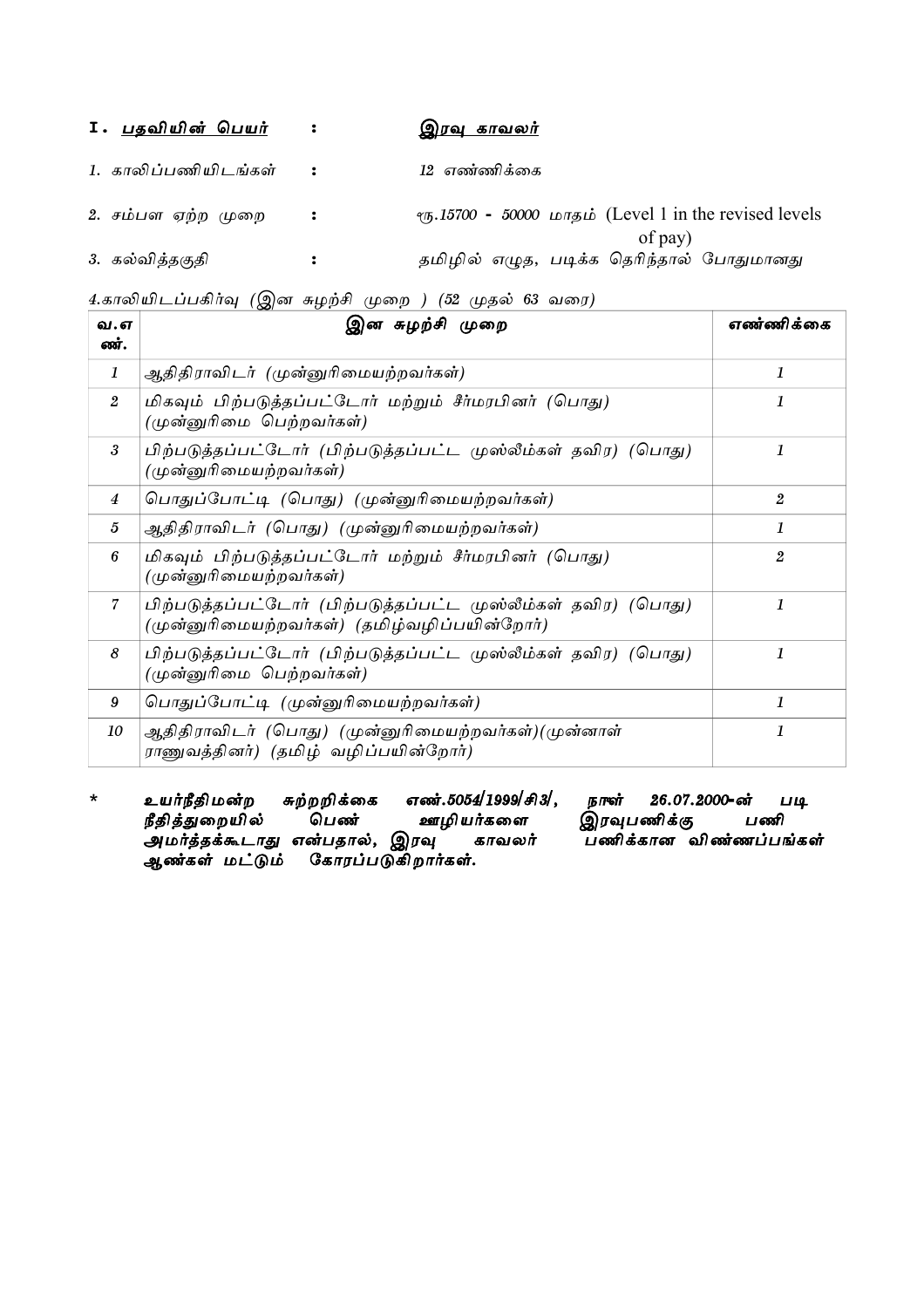**I. <u>பதவியின் பெயர்</u>** : **<u>இரவு காவலர்</u>**

1. காலிப்பணியிடங்கள் : 12 எண்ணிக்கை

2. சம்பள ஏற்ற முறை : ரூ.15700 - 50000 மாதம் (Level 1 in the revised levels of pay)

3. கல்வித்தகுதி : தமிழில் எழுத, படிக்க தெரிந்தால் போதுமானது

4.காலியிடப்பகிர்வு (இன சுழற்சி முறை ) (52 முதல் 63 வரை)

| வ.எண். | இன சுழற்சி முறை | எண்ணிக்கை |
|---|---|---|
| 1 | ஆதிதிராவிடர் (முன்னுரிமையற்றவர்கள்) | 1 |
| 2 | மிகவும் பிற்படுத்தப்பட்டோர் மற்றும் சீர்மரபினர் (பொது) (முன்னுரிமை பெற்றவர்கள்) | 1 |
| 3 | பிற்படுத்தப்பட்டோர் (பிற்படுத்தப்பட்ட முஸ்லீம்கள் தவிர) (பொது) (முன்னுரிமையற்றவர்கள்) | 1 |
| 4 | பொதுப்போட்டி (பொது) (முன்னுரிமையற்றவர்கள்) | 2 |
| 5 | ஆதிதிராவிடர் (பொது) (முன்னுரிமையற்றவர்கள்) | 1 |
| 6 | மிகவும் பிற்படுத்தப்பட்டோர் மற்றும் சீர்மரபினர் (பொது) (முன்னுரிமையற்றவர்கள்) | 2 |
| 7 | பிற்படுத்தப்பட்டோர் (பிற்படுத்தப்பட்ட முஸ்லீம்கள் தவிர) (பொது) (முன்னுரிமையற்றவர்கள்) (தமிழ்வழிப்பயின்றோர்) | 1 |
| 8 | பிற்படுத்தப்பட்டோர் (பிற்படுத்தப்பட்ட முஸ்லீம்கள் தவிர) (பொது) (முன்னுரிமை பெற்றவர்கள்) | 1 |
| 9 | பொதுப்போட்டி (முன்னுரிமையற்றவர்கள்) | 1 |
| 10 | ஆதிதிராவிடர் (பொது) (முன்னுரிமையற்றவர்கள்)(முன்னாள் ராணுவத்தினர்) (தமிழ் வழிப்பயின்றோர்) | 1 |

\* ***உயர்நீதிமன்ற சுற்றறிக்கை எண்.5054/1999/சி3/, நாள் 26.07.2000-ன் படி நீதித்துறையில் பெண் ஊழியர்களை இரவுபணிக்கு பணி அமர்த்தக்கூடாது என்பதால், இரவு காவலர் பணிக்கான விண்ணப்பங்கள் ஆண்கள் மட்டும் கோரப்படுகிறார்கள்.***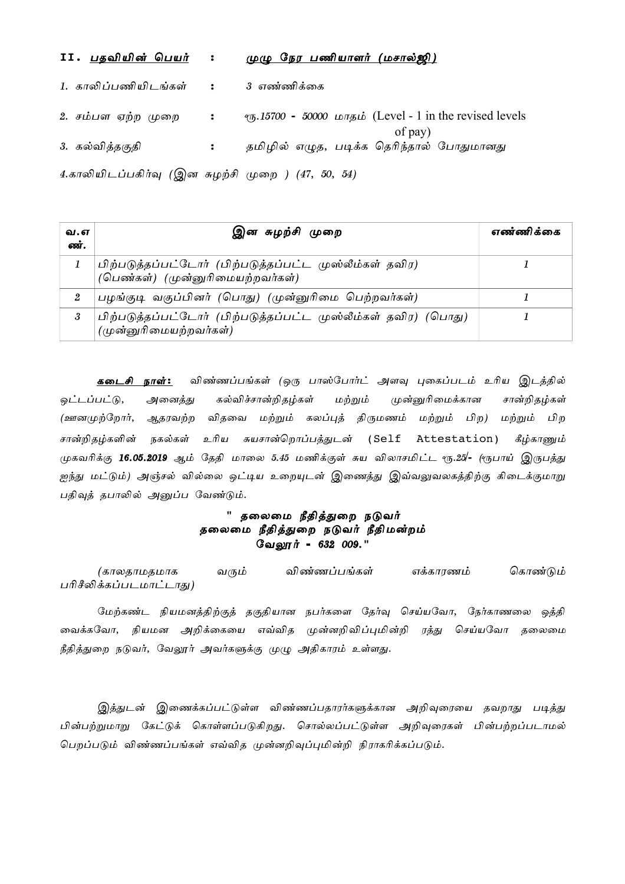**II. <u>பதவியின் பெயர்</u> : <u>*முழு நேர பணியாளர் (மசால்ஜி)*</u>**

*1. காலிப்பணியிடங்கள்* : *3 எண்ணிக்கை*

*2. சம்பள ஏற்ற முறை* : *ரூ.15700 - 50000 மாதம்* (Level - 1 in the revised levels of pay)

*3. கல்வித்தகுதி* : *தமிழில் எழுத, படிக்க தெரிந்தால் போதுமானது*

*4.காலியிடப்பகிர்வு (இன சுழற்சி முறை ) (47, 50, 54)*

| **வ.எண்.** | **இன சுழற்சி முறை** | **எண்ணிக்கை** |
|---|---|---|
| *1* | பிற்படுத்தப்பட்டோர் (பிற்படுத்தப்பட்ட முஸ்லீம்கள் தவிர) (பெண்கள்) (முன்னுரிமையற்றவர்கள்) | *1* |
| *2* | பழங்குடி வகுப்பினர் (பொது) (முன்னுரிமை பெற்றவர்கள்) | *1* |
| *3* | பிற்படுத்தப்பட்டோர் (பிற்படுத்தப்பட்ட முஸ்லீம்கள் தவிர) (பொது) (முன்னுரிமையற்றவர்கள்) | *1* |

**<u>*கடைசி நாள்:*</u>** *விண்ணப்பங்கள் (ஒரு பாஸ்போர்ட் அளவு புகைப்படம் உரிய இடத்தில் ஒட்டப்பட்டு, அனைத்து கல்விச்சான்றிதழ்கள் மற்றும் முன்னுரிமைக்கான சான்றிதழ்கள் (ஊனமுற்றோர், ஆதரவற்ற விதவை மற்றும் கலப்புத் திருமணம் மற்றும் பிற) மற்றும் பிற சான்றிதழ்களின் நகல்கள் உரிய சுயசான்றொப்பத்துடன்* (Self Attestation) *கீழ்காணும் முகவரிக்கு **16.05.2019** ஆம் தேதி மாலை 5.45 மணிக்குள் சுய விலாசமிட்ட ரூ.25/- (ரூபாய் இருபத்து ஐந்து மட்டும்) அஞ்சல் வில்லை ஒட்டிய உறையுடன் இணைத்து இவ்வலுவலகத்திற்கு கிடைக்குமாறு பதிவுத் தபாலில் அனுப்ப வேண்டும்.*

**" *தலைமை நீதித்துறை நடுவர்***
***தலைமை நீதித்துறை நடுவர் நீதிமன்றம்***
***வேலூர் - 632 009.*"**

*(காலதாமதமாக வரும் விண்ணப்பங்கள் எக்காரணம் கொண்டும் பரிசீலிக்கப்படமாட்டாது)*

*மேற்கண்ட நியமனத்திற்குத் தகுதியான நபர்களை தேர்வு செய்யவோ, நேர்காணலை ஒத்தி வைக்கவோ, நியமன அறிக்கையை எவ்வித முன்னறிவிப்புமின்றி ரத்து செய்யவோ தலைமை நீதித்துறை நடுவர், வேலூர் அவர்களுக்கு முழு அதிகாரம் உள்ளது.*

*இத்துடன் இணைக்கப்பட்டுள்ள விண்ணப்பதாரர்களுக்கான அறிவுரையை தவறாது படித்து பின்பற்றுமாறு கேட்டுக் கொள்ளப்படுகிறது. சொல்லப்பட்டுள்ள அறிவுரைகள் பின்பற்றப்படாமல் பெறப்படும் விண்ணப்பங்கள் எவ்வித முன்னறிவுப்புமின்றி நிராகரிக்கப்படும்.*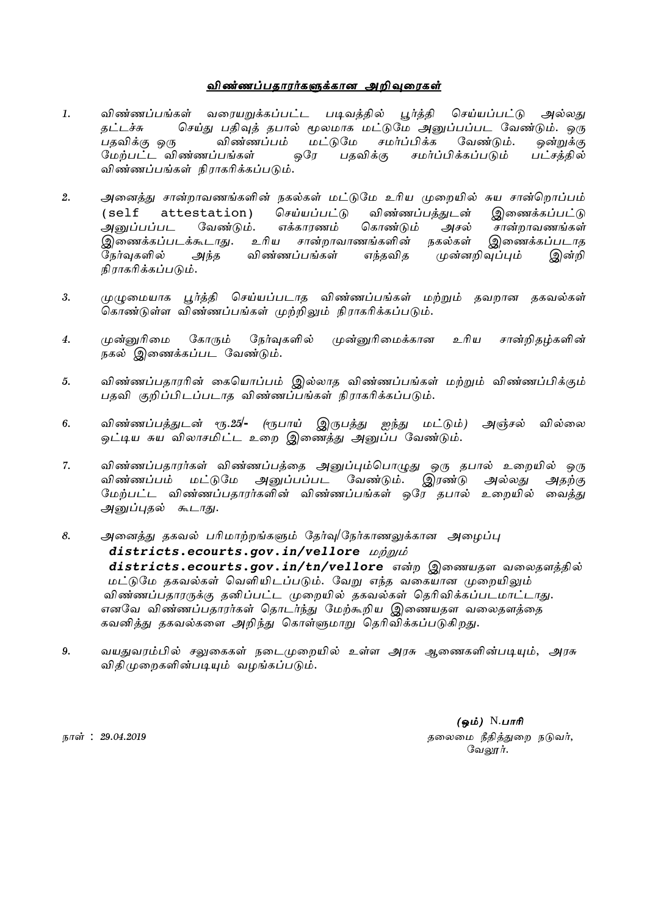## விண்ணப்பதாரர்களுக்கான அறிவுரைகள்

1. விண்ணப்பங்கள் வரையறுக்கப்பட்ட படிவத்தில் பூர்த்தி செய்யப்பட்டு அல்லது தட்டச்சு செய்து பதிவுத் தபால் மூலமாக மட்டுமே அனுப்பப்பட வேண்டும். ஒரு பதவிக்கு ஒரு விண்ணப்பம் மட்டுமே சமர்ப்பிக்க வேண்டும். ஒன்றுக்கு மேற்பட்ட விண்ணப்பங்கள் ஒரே பதவிக்கு சமர்ப்பிக்கப்படும் பட்சத்தில் விண்ணப்பங்கள் நிராகரிக்கப்படும்.

2. அனைத்து சான்றாவணங்களின் நகல்கள் மட்டுமே உரிய முறையில் சுய சான்றொப்பம் (self attestation) செய்யப்பட்டு விண்ணப்பத்துடன் இணைக்கப்பட்டு அனுப்பப்பட வேண்டும். எக்காரணம் கொண்டும் அசல் சான்றாவணங்கள் இணைக்கப்படக்கூடாது. உரிய சான்றாவாணங்களின் நகல்கள் இணைக்கப்படாத நேர்வுகளில் அந்த விண்ணப்பங்கள் எந்தவித முன்னறிவுப்பும் இன்றி நிராகரிக்கப்படும்.

3. முழுமையாக பூர்த்தி செய்யப்படாத விண்ணப்பங்கள் மற்றும் தவறான தகவல்கள் கொண்டுள்ள விண்ணப்பங்கள் முற்றிலும் நிராகரிக்கப்படும்.

4. முன்னுரிமை கோரும் நேர்வுகளில் முன்னுரிமைக்கான உரிய சான்றிதழ்களின் நகல் இணைக்கப்பட வேண்டும்.

5. விண்ணப்பதாரரின் கையொப்பம் இல்லாத விண்ணப்பங்கள் மற்றும் விண்ணப்பிக்கும் பதவி குறிப்பிடப்படாத விண்ணப்பங்கள் நிராகரிக்கப்படும்.

6. விண்ணப்பத்துடன் ரூ.25/- (ரூபாய் இருபத்து ஐந்து மட்டும்) அஞ்சல் வில்லை ஒட்டிய சுய விலாசமிட்ட உறை இணைத்து அனுப்ப வேண்டும்.

7. விண்ணப்பதாரர்கள் விண்ணப்பத்தை அனுப்பும்பொழுது ஒரு தபால் உறையில் ஒரு விண்ணப்பம் மட்டுமே அனுப்பப்பட வேண்டும். இரண்டு அல்லது அதற்கு மேற்பட்ட விண்ணப்பதாரர்களின் விண்ணப்பங்கள் ஒரே தபால் உறையில் வைத்து அனுப்புதல் கூடாது.

8. அனைத்து தகவல் பரிமாற்றங்களும் தேர்வு/நேர்காணலுக்கான அழைப்பு **districts.ecourts.gov.in/vellore** மற்றும் **districts.ecourts.gov.in/tn/vellore** என்ற இணையதள வலைதளத்தில் மட்டுமே தகவல்கள் வெளியிடப்படும். வேறு எந்த வகையான முறையிலும் விண்ணப்பதாரருக்கு தனிப்பட்ட முறையில் தகவல்கள் தெரிவிக்கப்படமாட்டாது. எனவே விண்ணப்பதாரர்கள் தொடர்ந்து மேற்கூறிய இணையதள வலைதளத்தை கவனித்து தகவல்களை அறிந்து கொள்ளுமாறு தெரிவிக்கப்படுகிறது.

9. வயதுவரம்பில் சலுகைகள் நடைமுறையில் உள்ள அரசு ஆணைகளின்படியும், அரசு விதிமுறைகளின்படியும் வழங்கப்படும்.

**(ஒம்)** N.**பாரி**
தலைமை நீதித்துறை நடுவர்,
வேலூர்.

நாள் : 29.04.2019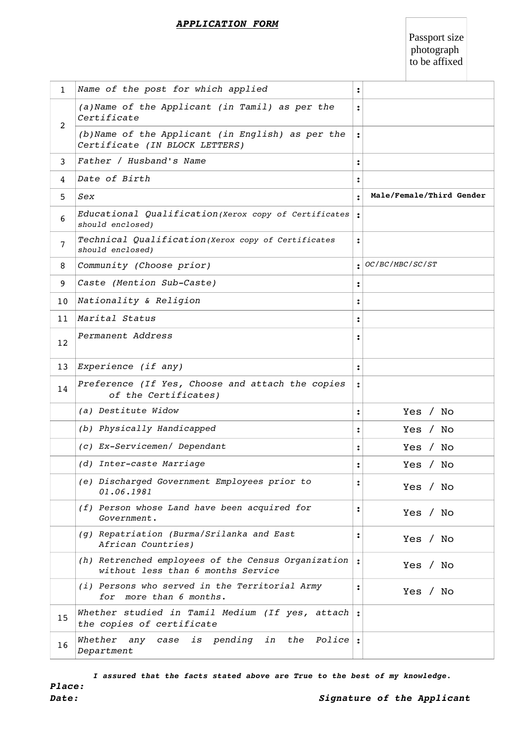## ***APPLICATION FORM***

Passport size photograph to be affixed

| | | | |
|---|---|---|---|
| 1 | *Name of the post for which applied* | : | |
| 2 | *(a)Name of the Applicant (in Tamil) as per the Certificate* | : | |
| | *(b)Name of the Applicant (in English) as per the Certificate (IN BLOCK LETTERS)* | : | |
| 3 | *Father / Husband's Name* | : | |
| 4 | *Date of Birth* | : | |
| 5 | *Sex* | : | **Male/Female/Third Gender** |
| 6 | *Educational Qualification(Xerox copy of Certificates should enclosed)* | : | |
| 7 | *Technical Qualification(Xerox copy of Certificates should enclosed)* | : | |
| 8 | *Community (Choose prior)* | : | *OC/BC/MBC/SC/ST* |
| 9 | *Caste (Mention Sub-Caste)* | : | |
| 10 | *Nationality & Religion* | : | |
| 11 | *Marital Status* | : | |
| 12 | *Permanent Address* | : | |
| 13 | *Experience (if any)* | : | |
| 14 | *Preference (If Yes, Choose and attach the copies of the Certificates)* | : | |
| | *(a) Destitute Widow* | : | Yes / No |
| | *(b) Physically Handicapped* | : | Yes / No |
| | *(c) Ex-Servicemen/ Dependant* | : | Yes / No |
| | *(d) Inter-caste Marriage* | : | Yes / No |
| | *(e) Discharged Government Employees prior to 01.06.1981* | : | Yes / No |
| | *(f) Person whose Land have been acquired for Government.* | : | Yes / No |
| | *(g) Repatriation (Burma/Srilanka and East African Countries)* | : | Yes / No |
| | *(h) Retrenched employees of the Census Organization without less than 6 months Service* | : | Yes / No |
| | *(i) Persons who served in the Territorial Army for more than 6 months.* | : | Yes / No |
| 15 | *Whether studied in Tamil Medium (If yes, attach the copies of certificate* | : | |
| 16 | *Whether any case is pending in the Police Department* | : | |

***I assured that the facts stated above are True to the best of my knowledge.***

***Place:***

***Date:*** ***Signature of the Applicant***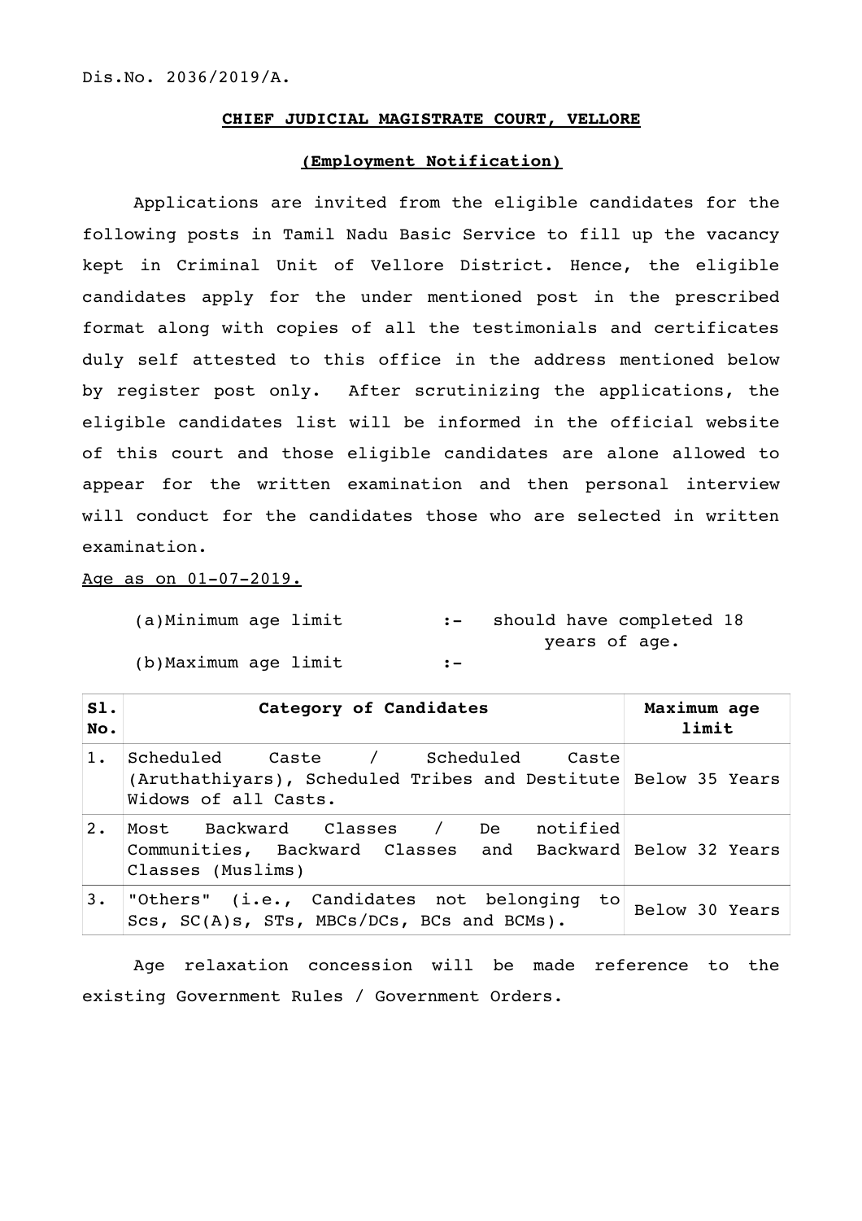Dis.No. 2036/2019/A.

**CHIEF JUDICIAL MAGISTRATE COURT, VELLORE**

**(Employment Notification)**

Applications are invited from the eligible candidates for the following posts in Tamil Nadu Basic Service to fill up the vacancy kept in Criminal Unit of Vellore District. Hence, the eligible candidates apply for the under mentioned post in the prescribed format along with copies of all the testimonials and certificates duly self attested to this office in the address mentioned below by register post only. After scrutinizing the applications, the eligible candidates list will be informed in the official website of this court and those eligible candidates are alone allowed to appear for the written examination and then personal interview will conduct for the candidates those who are selected in written examination.

Age as on 01-07-2019.

(a)Minimum age limit :- should have completed 18 years of age.

(b)Maximum age limit :-

| Sl. No. | Category of Candidates | Maximum age limit |
|---|---|---|
| 1. | Scheduled Caste / Scheduled Caste (Aruthathiyars), Scheduled Tribes and Destitute Widows of all Casts. | Below 35 Years |
| 2. | Most Backward Classes / De notified Communities, Backward Classes and Backward Classes (Muslims) | Below 32 Years |
| 3. | "Others" (i.e., Candidates not belonging to Scs, SC(A)s, STs, MBCs/DCs, BCs and BCMs). | Below 30 Years |

Age relaxation concession will be made reference to the existing Government Rules / Government Orders.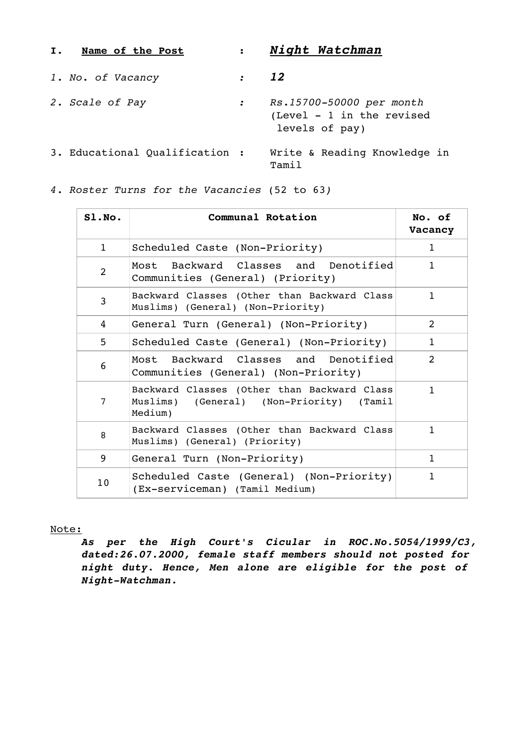**I. Name of the Post** : ***Night Watchman***

*1. No. of Vacancy* : ***12***

*2. Scale of Pay* : *Rs.15700-50000 per month* (Level - 1 in the revised levels of pay)

3. Educational Qualification : Write & Reading Knowledge in Tamil

*4. Roster Turns for the Vacancies* (52 to 63*)*

| Sl.No. | Communal Rotation | No. of Vacancy |
|---|---|---|
| 1 | Scheduled Caste (Non-Priority) | 1 |
| 2 | Most Backward Classes and Denotified Communities (General) (Priority) | 1 |
| 3 | Backward Classes (Other than Backward Class Muslims) (General) (Non-Priority) | 1 |
| 4 | General Turn (General) (Non-Priority) | 2 |
| 5 | Scheduled Caste (General) (Non-Priority) | 1 |
| 6 | Most Backward Classes and Denotified Communities (General) (Non-Priority) | 2 |
| 7 | Backward Classes (Other than Backward Class Muslims) (General) (Non-Priority) (Tamil Medium) | 1 |
| 8 | Backward Classes (Other than Backward Class Muslims) (General) (Priority) | 1 |
| 9 | General Turn (Non-Priority) | 1 |
| 10 | Scheduled Caste (General) (Non-Priority) (Ex-serviceman) (Tamil Medium) | 1 |

Note:

***As per the High Court's Cicular in ROC.No.5054/1999/C3, dated:26.07.2000, female staff members should not posted for night duty. Hence, Men alone are eligible for the post of Night-Watchman.***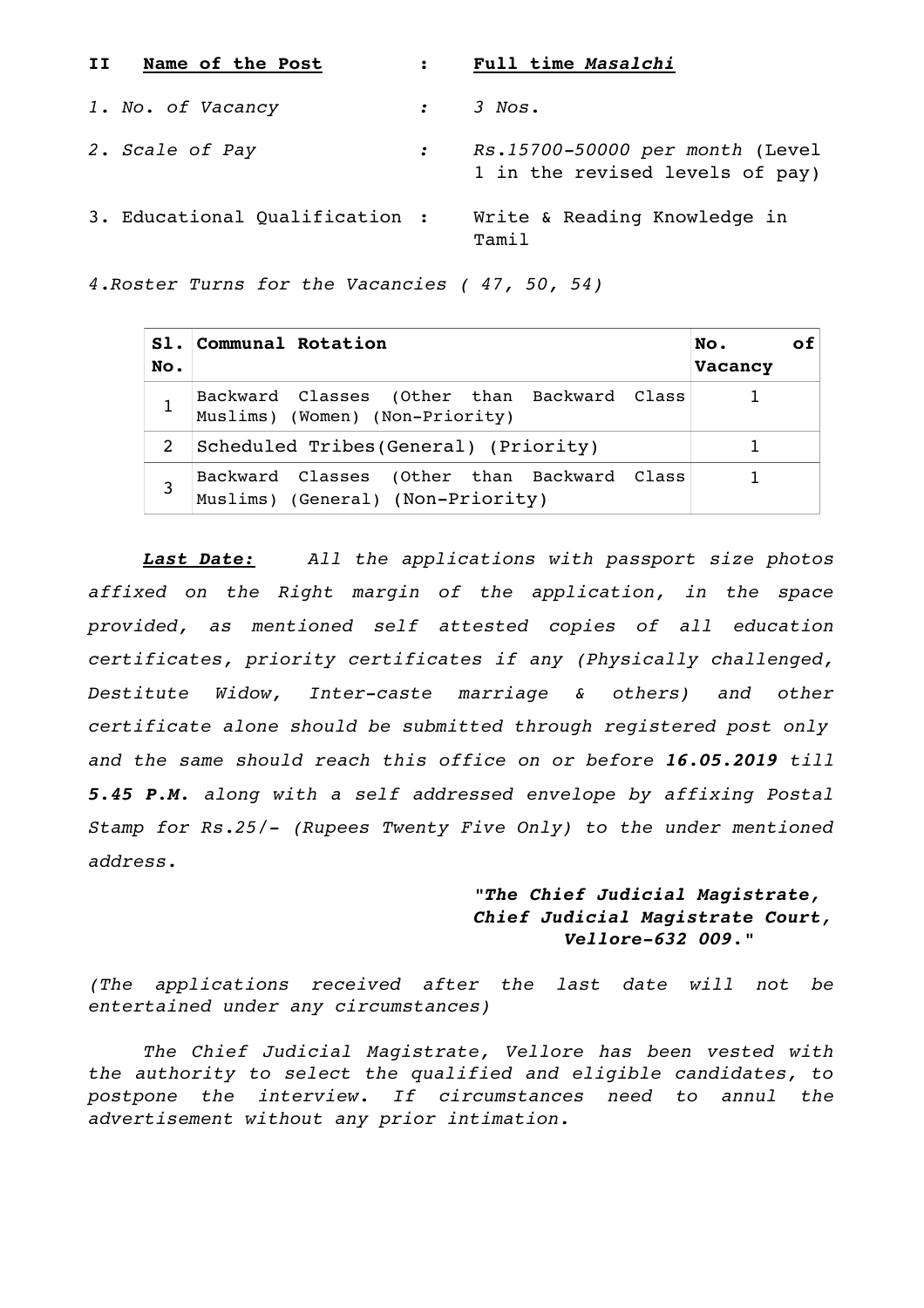**II Name of the Post : Full time *Masalchi***

*1. No. of Vacancy* : *3 Nos.*

*2. Scale of Pay* : *Rs.15700-50000 per month* (Level 1 in the revised levels of pay)

3. Educational Qualification : Write & Reading Knowledge in Tamil

*4.Roster Turns for the Vacancies ( 47, 50, 54)*

| Sl. No. | Communal Rotation | No. of Vacancy |
|---|---|---|
| 1 | Backward Classes (Other than Backward Class Muslims) (Women) (Non-Priority) | 1 |
| 2 | Scheduled Tribes(General) (Priority) | 1 |
| 3 | Backward Classes (Other than Backward Class Muslims) (General) (Non-Priority) | 1 |

***Last Date:*** *All the applications with passport size photos affixed on the Right margin of the application, in the space provided, as mentioned self attested copies of all education certificates, priority certificates if any (Physically challenged, Destitute Widow, Inter-caste marriage & others) and other certificate alone should be submitted through registered post only and the same should reach this office on or before* ***16.05.2019*** *till* ***5.45 P.M.*** *along with a self addressed envelope by affixing Postal Stamp for Rs.25/- (Rupees Twenty Five Only) to the under mentioned address.*

"***The Chief Judicial Magistrate,***
***Chief Judicial Magistrate Court,***
***Vellore-632 009.***"

*(The applications received after the last date will not be entertained under any circumstances)*

*The Chief Judicial Magistrate, Vellore has been vested with the authority to select the qualified and eligible candidates, to postpone the interview. If circumstances need to annul the advertisement without any prior intimation.*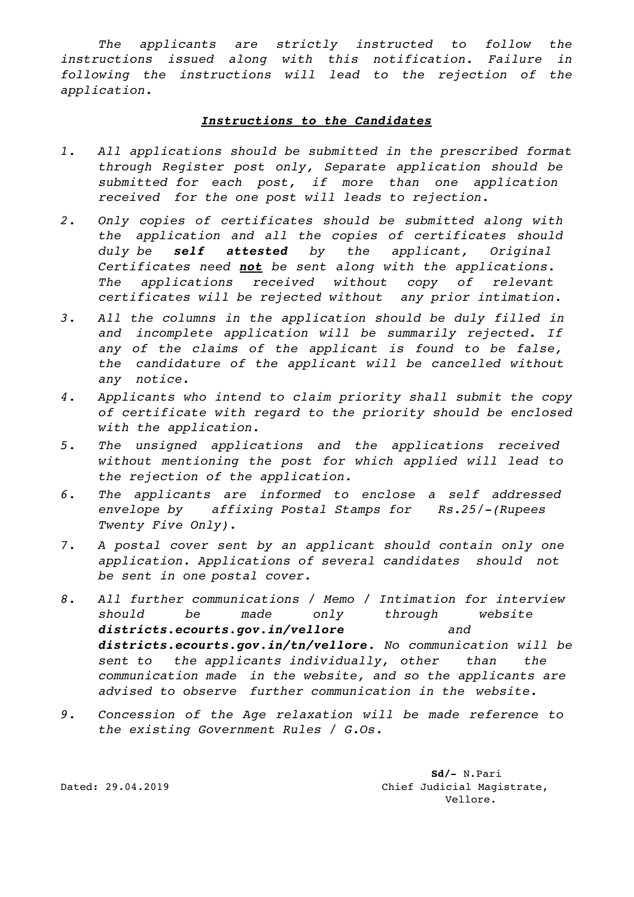*The applicants are strictly instructed to follow the instructions issued along with this notification. Failure in following the instructions will lead to the rejection of the application.*

## ***Instructions to the Candidates***

1. *All applications should be submitted in the prescribed format through Register post only, Separate application should be submitted for each post, if more than one application received for the one post will leads to rejection.*
2. *Only copies of certificates should be submitted along with the application and all the copies of certificates should duly be* ***self attested*** *by the applicant, Original Certificates need* ***not*** *be sent along with the applications. The applications received without copy of relevant certificates will be rejected without any prior intimation.*
3. *All the columns in the application should be duly filled in and incomplete application will be summarily rejected. If any of the claims of the applicant is found to be false, the candidature of the applicant will be cancelled without any notice.*
4. *Applicants who intend to claim priority shall submit the copy of certificate with regard to the priority should be enclosed with the application.*
5. *The unsigned applications and the applications received without mentioning the post for which applied will lead to the rejection of the application.*
6. *The applicants are informed to enclose a self addressed envelope by affixing Postal Stamps for Rs.25/-(Rupees Twenty Five Only).*
7. *A postal cover sent by an applicant should contain only one application. Applications of several candidates should not be sent in one postal cover.*
8. *All further communications / Memo / Intimation for interview should be made only through website* ***districts.ecourts.gov.in/vellore*** *and* ***districts.ecourts.gov.in/tn/vellore****. No communication will be sent to the applicants individually, other than the communication made in the website, and so the applicants are advised to observe further communication in the website.*
9. *Concession of the Age relaxation will be made reference to the existing Government Rules / G.Os.*

Dated: 29.04.2019

**Sd/-** N.Pari
Chief Judicial Magistrate,
Vellore.